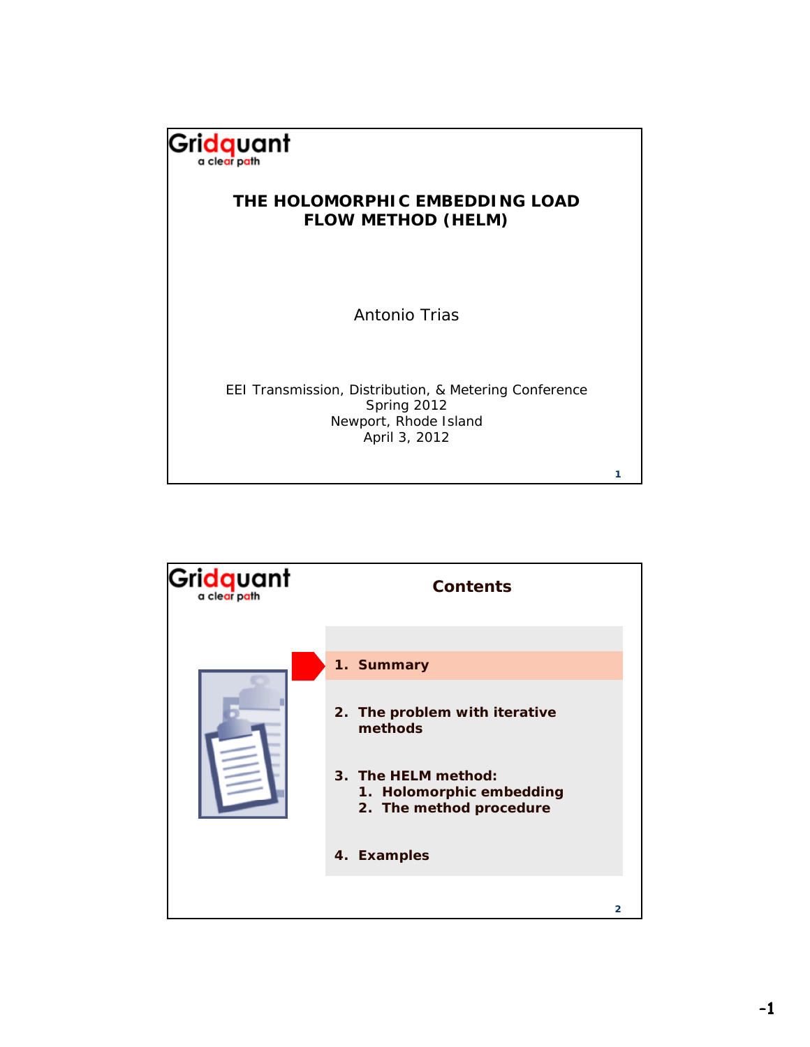Gridquant
a clear path

# THE HOLOMORPHIC EMBEDDING LOAD FLOW METHOD (HELM)

Antonio Trias

EEI Transmission, Distribution, & Metering Conference
Spring 2012
Newport, Rhode Island
April 3, 2012

---

Gridquant
a clear path

## Contents

1. **Summary**
2. **The problem with iterative methods**
3. **The HELM method:**
   1. **Holomorphic embedding**
   2. **The method procedure**
4. **Examples**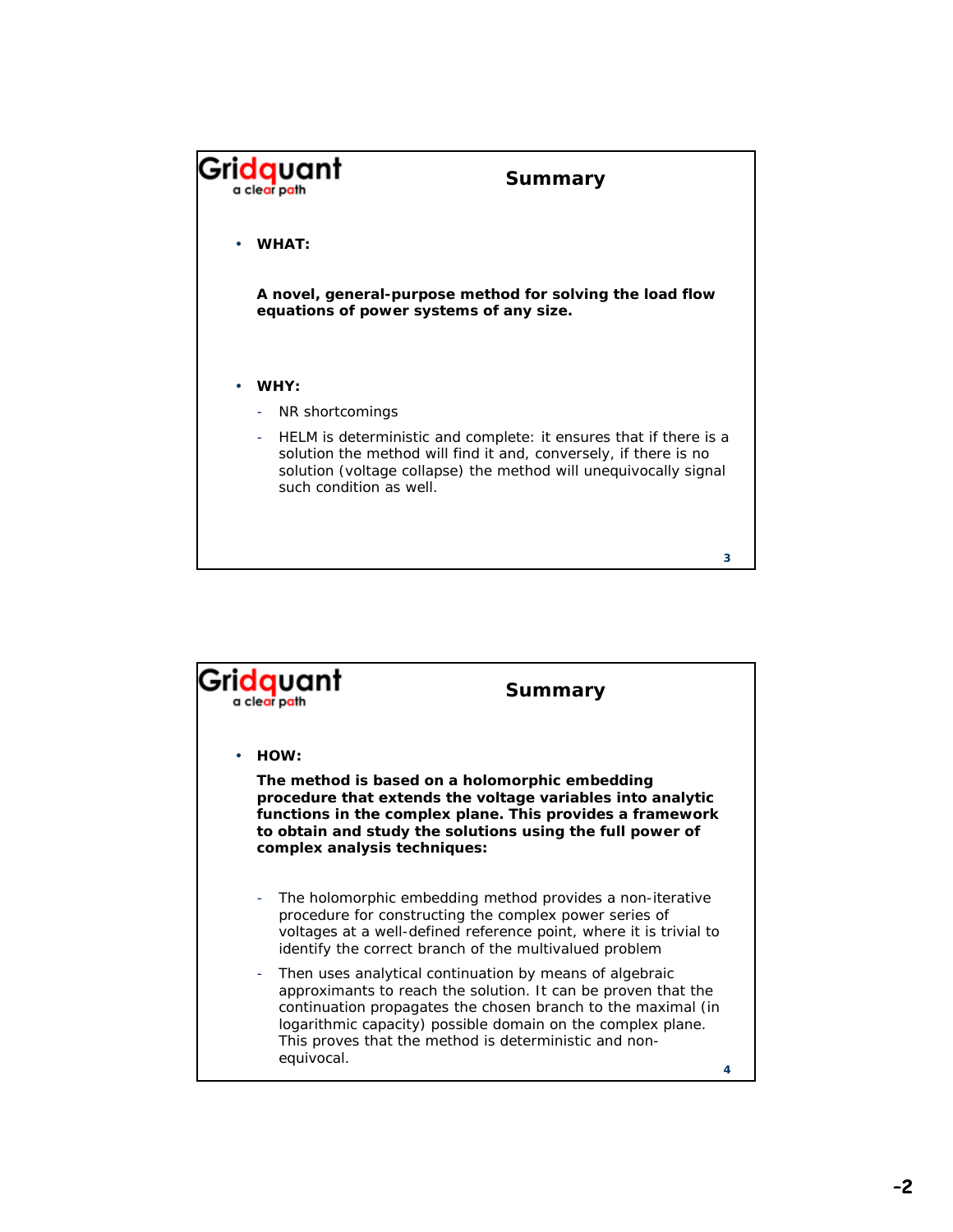## Summary

- **WHAT:**

  **A novel, general-purpose method for solving the load flow equations of power systems of any size.**

- **WHY:**
  - NR shortcomings
  - HELM is deterministic and complete: it ensures that if there is a solution the method will find it and, conversely, if there is no solution (voltage collapse) the method will unequivocally signal such condition as well.

## Summary

- **HOW:**

  **The method is based on a holomorphic embedding procedure that extends the voltage variables into analytic functions in the complex plane. This provides a framework to obtain and study the solutions using the full power of complex analysis techniques:**

  - The holomorphic embedding method provides a non-iterative procedure for constructing the complex power series of voltages at a well-defined reference point, where it is trivial to identify the correct branch of the multivalued problem
  - Then uses analytical continuation by means of algebraic approximants to reach the solution. It can be proven that the continuation propagates the chosen branch to the maximal (in logarithmic capacity) possible domain on the complex plane. This proves that the method is deterministic and non-equivocal.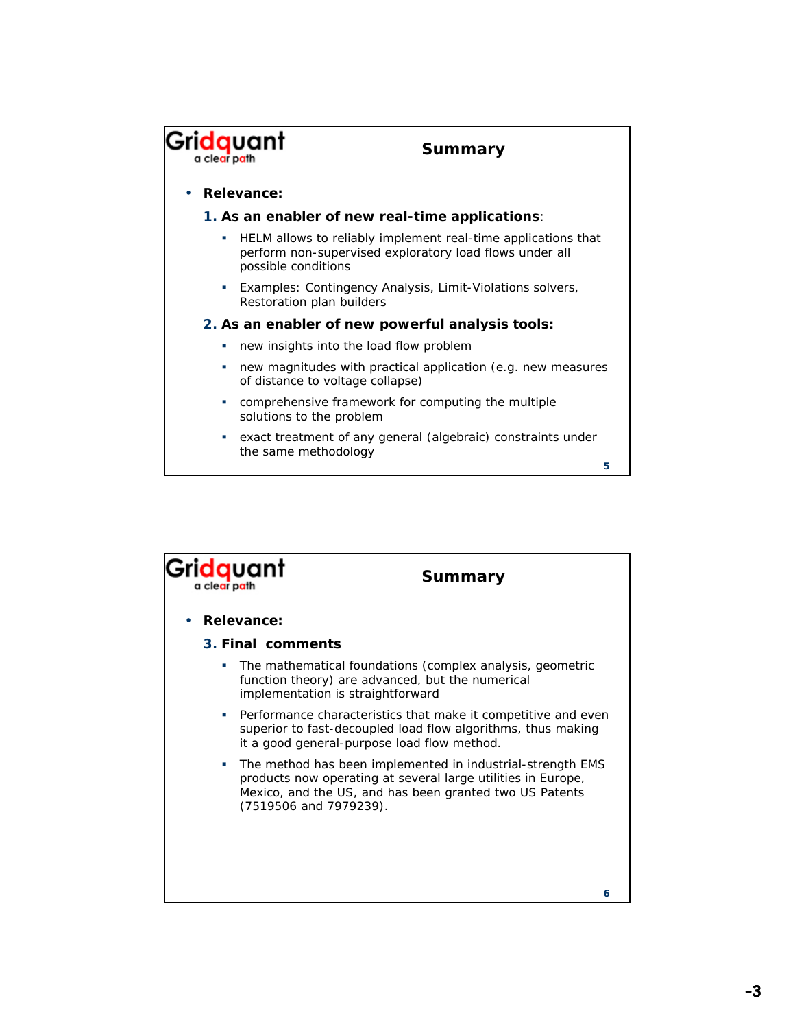## Summary

- **Relevance:**
  1. **As an enabler of new real-time applications**:
     - HELM allows to reliably implement real-time applications that perform non-supervised exploratory load flows under all possible conditions
     - Examples: Contingency Analysis, Limit-Violations solvers, Restoration plan builders
  2. **As an enabler of new powerful analysis tools:**
     - new insights into the load flow problem
     - new magnitudes with practical application (e.g. new measures of distance to voltage collapse)
     - comprehensive framework for computing the multiple solutions to the problem
     - exact treatment of any general (algebraic) constraints under the same methodology

## Summary

- **Relevance:**
  3. **Final comments**
     - The mathematical foundations (complex analysis, geometric function theory) are advanced, but the numerical implementation is straightforward
     - Performance characteristics that make it competitive and even superior to fast-decoupled load flow algorithms, thus making it a good general-purpose load flow method.
     - The method has been implemented in industrial-strength EMS products now operating at several large utilities in Europe, Mexico, and the US, and has been granted two US Patents (7519506 and 7979239).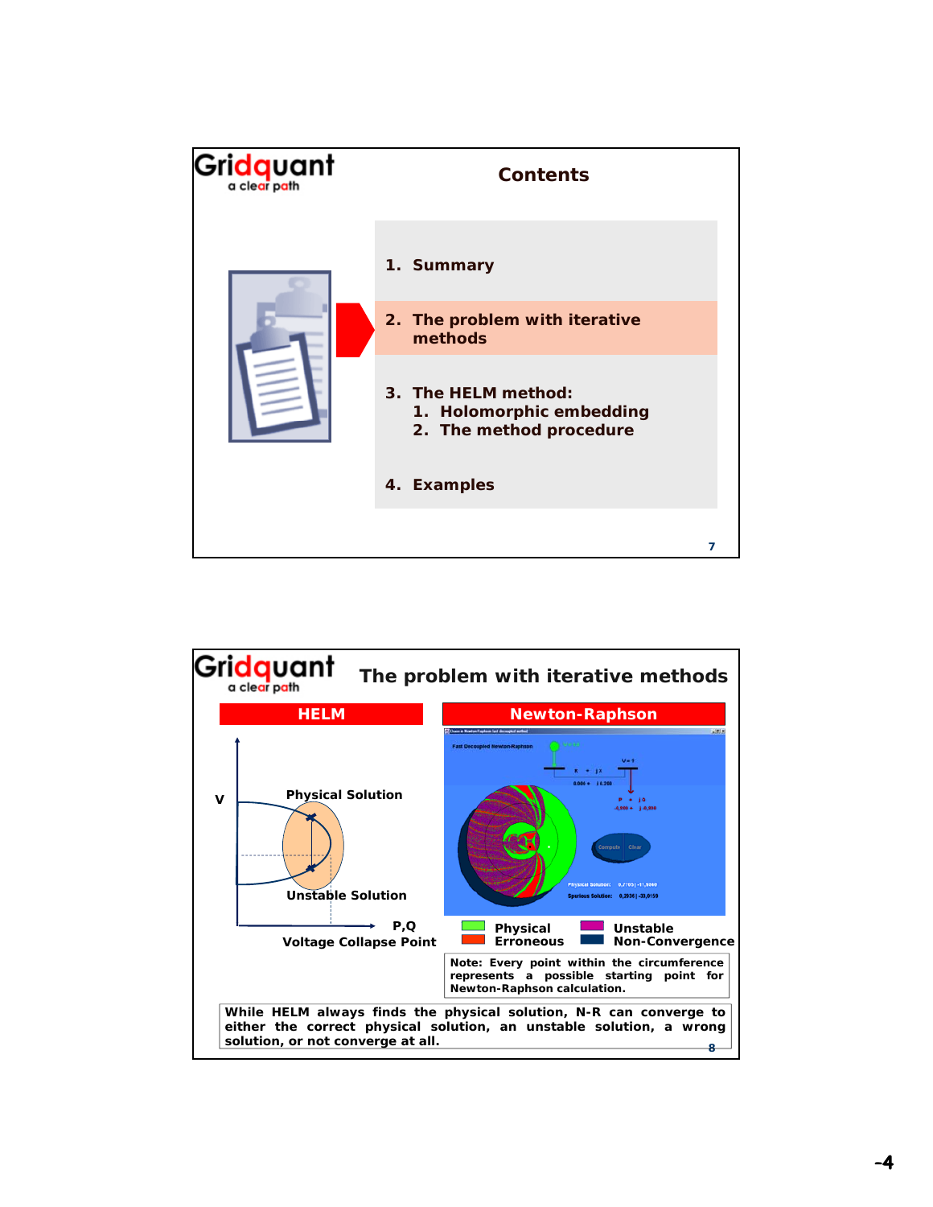## Contents

1. **Summary**
2. **The problem with iterative methods**
3. **The HELM method:**
   1. **Holomorphic embedding**
   2. **The method procedure**
4. **Examples**

## The problem with iterative methods

**HELM**

V

Physical Solution

Unstable Solution

P,Q

Voltage Collapse Point

**Newton-Raphson**

Physical — Erroneous — Unstable — Non-Convergence

Note: Every point within the circumference represents a possible starting point for Newton-Raphson calculation.

While HELM always finds the physical solution, N-R can converge to either the correct physical solution, an unstable solution, a wrong solution, or not converge at all.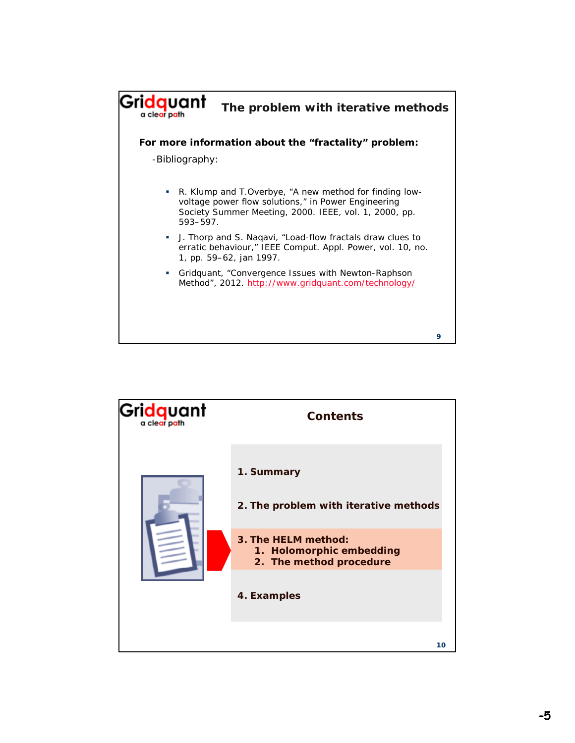## The problem with iterative methods

**For more information about the "fractality" problem:**

-Bibliography:

- R. Klump and T.Overbye, "A new method for finding low-voltage power flow solutions," in Power Engineering Society Summer Meeting, 2000. IEEE, vol. 1, 2000, pp. 593–597.
- J. Thorp and S. Naqavi, "Load-flow fractals draw clues to erratic behaviour," IEEE Comput. Appl. Power, vol. 10, no. 1, pp. 59–62, jan 1997.
- Gridquant, "Convergence Issues with Newton-Raphson Method", 2012. http://www.gridquant.com/technology/

## Contents

**1. Summary**

**2. The problem with iterative methods**

**3. The HELM method:**
   1. **Holomorphic embedding**
   2. **The method procedure**

**4. Examples**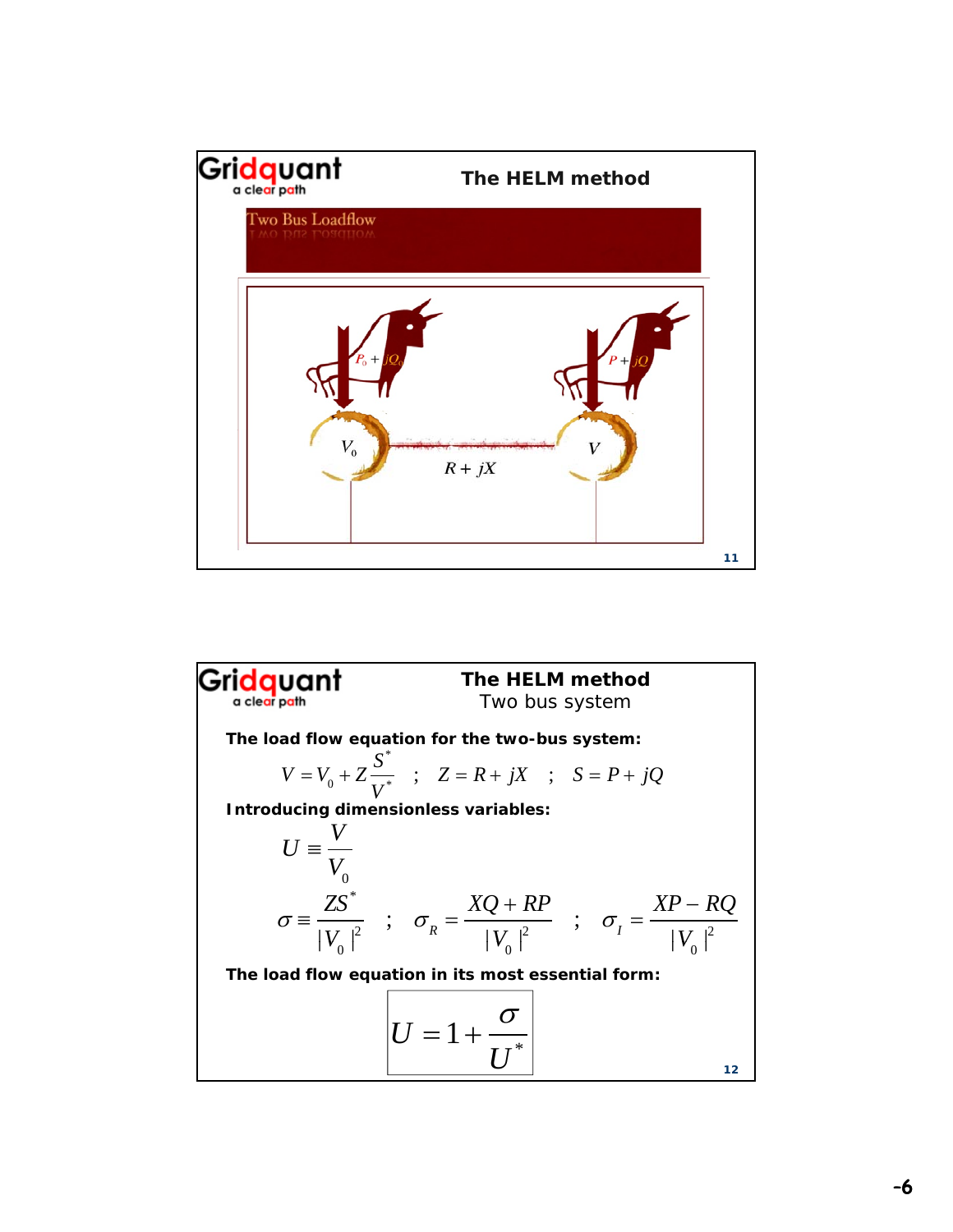## The HELM method

### Two Bus Loadflow

$P_0 + jQ_0$ $\quad$ $P + jQ$

$V_0$ $\quad$ $R + jX$ $\quad$ $V$

## The HELM method

### Two bus system

**The load flow equation for the two-bus system:**

$$V = V_0 + Z\frac{S^*}{V^*} \quad ; \quad Z = R + jX \quad ; \quad S = P + jQ$$

**Introducing dimensionless variables:**

$$U \equiv \frac{V}{V_0}$$

$$\sigma \equiv \frac{ZS^*}{|V_0|^2} \quad ; \quad \sigma_R = \frac{XQ + RP}{|V_0|^2} \quad ; \quad \sigma_I = \frac{XP - RQ}{|V_0|^2}$$

**The load flow equation in its most essential form:**

$$\boxed{U = 1 + \frac{\sigma}{U^*}}$$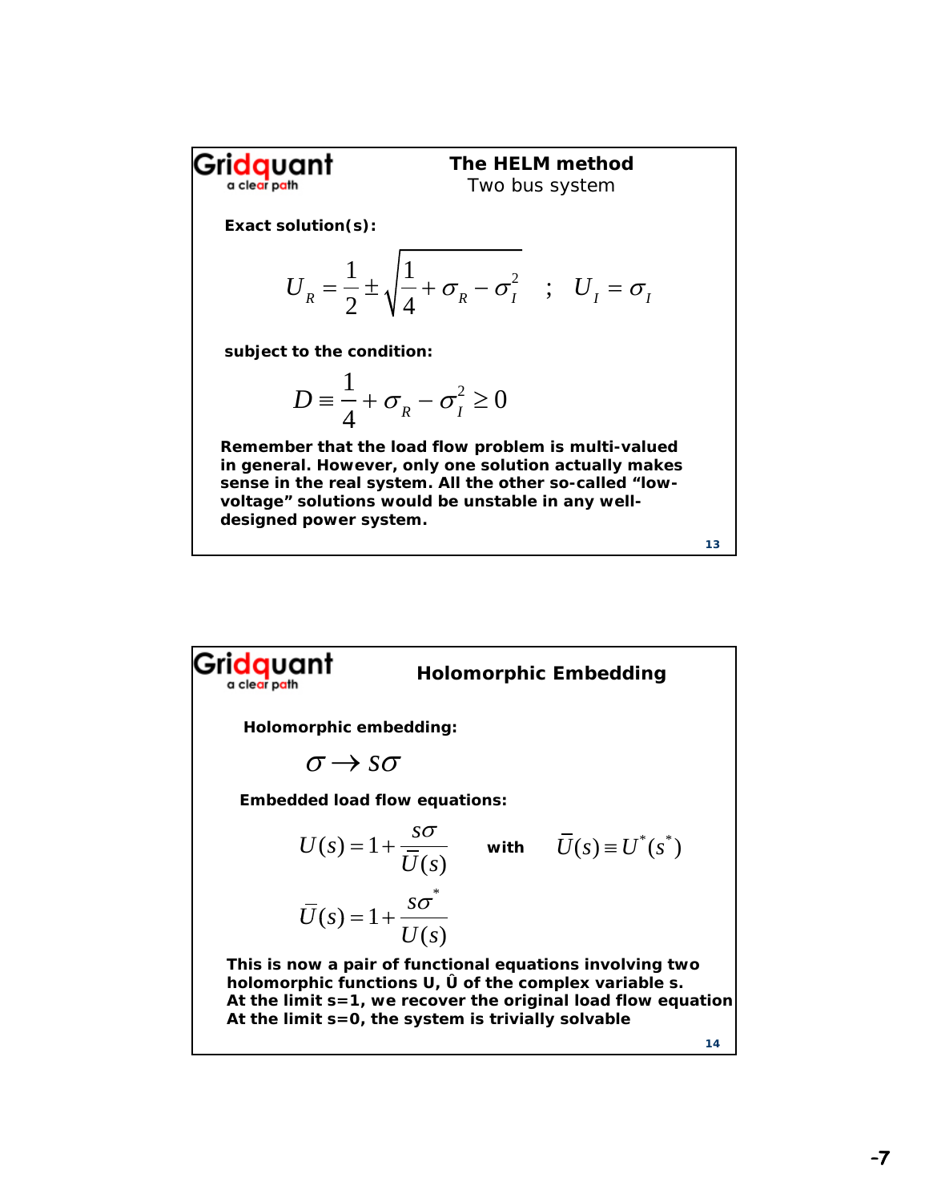## The HELM method
Two bus system

**Exact solution(s):**

$$U_R = \frac{1}{2} \pm \sqrt{\frac{1}{4} + \sigma_R - \sigma_I^2} \quad ; \quad U_I = \sigma_I$$

**subject to the condition:**

$$D \equiv \frac{1}{4} + \sigma_R - \sigma_I^2 \geq 0$$

**Remember that the load flow problem is multi-valued in general. However, only one solution actually makes sense in the real system. All the other so-called "low-voltage" solutions would be unstable in any well-designed power system.**

## Holomorphic Embedding

**Holomorphic embedding:**

$$\sigma \rightarrow s\sigma$$

**Embedded load flow equations:**

$$U(s) = 1 + \frac{s\sigma}{\bar{U}(s)} \qquad \textbf{with} \qquad \bar{U}(s) \equiv U^*(s^*)$$

$$\bar{U}(s) = 1 + \frac{s\sigma^*}{U(s)}$$

**This is now a pair of functional equations involving two holomorphic functions U, Û of the complex variable s.**
**At the limit s=1, we recover the original load flow equation**
**At the limit s=0, the system is trivially solvable**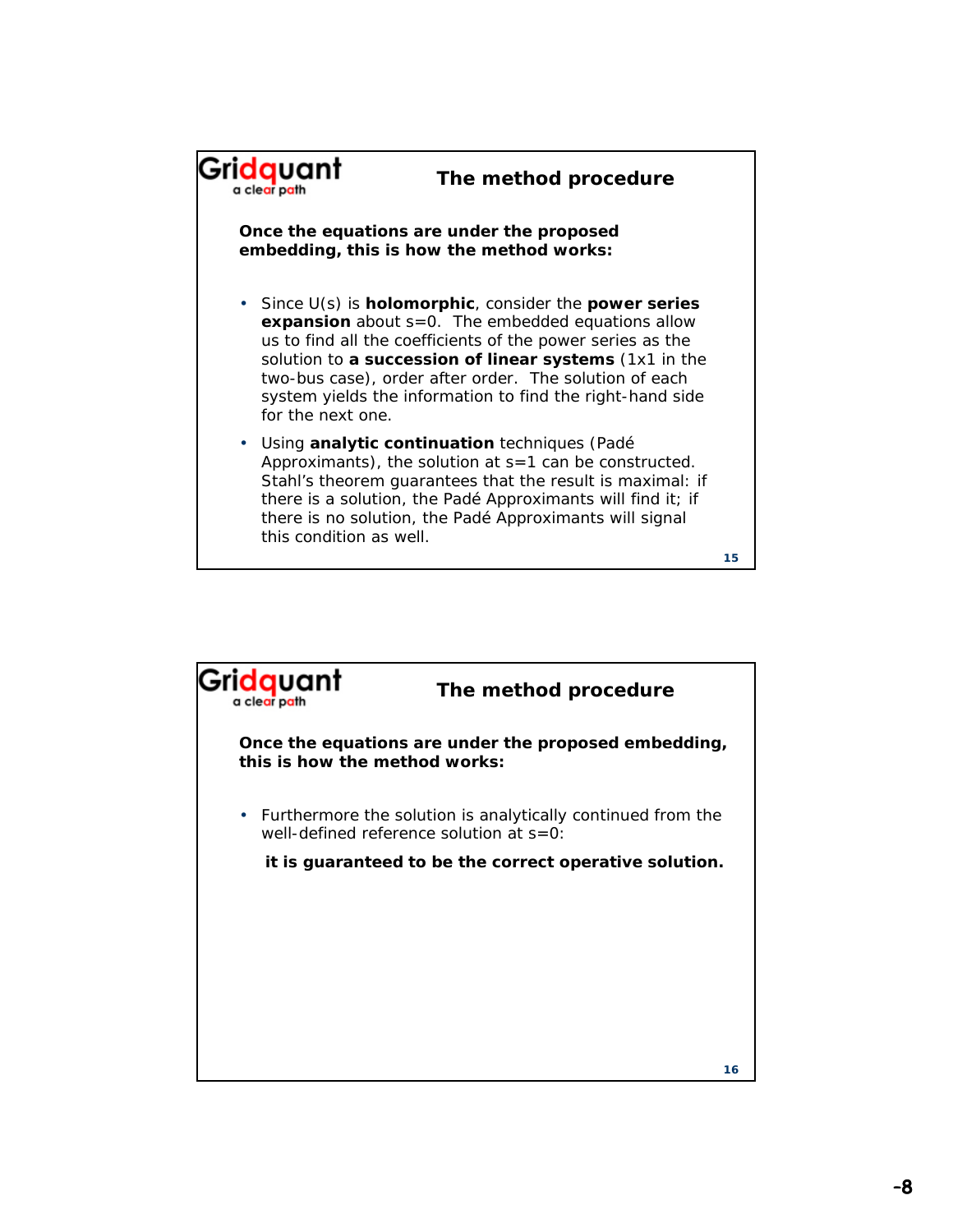## The method procedure

**Once the equations are under the proposed embedding, this is how the method works:**

- Since U(s) is **holomorphic**, consider the **power series expansion** about s=0. The embedded equations allow us to find all the coefficients of the power series as the solution to **a succession of linear systems** (1x1 in the two-bus case), order after order. The solution of each system yields the information to find the right-hand side for the next one.
- Using **analytic continuation** techniques (Padé Approximants), the solution at s=1 can be constructed. Stahl's theorem guarantees that the result is maximal: if there is a solution, the Padé Approximants will find it; if there is no solution, the Padé Approximants will signal this condition as well.

## The method procedure

**Once the equations are under the proposed embedding, this is how the method works:**

- Furthermore the solution is analytically continued from the well-defined reference solution at s=0:

  **it is guaranteed to be the correct operative solution.**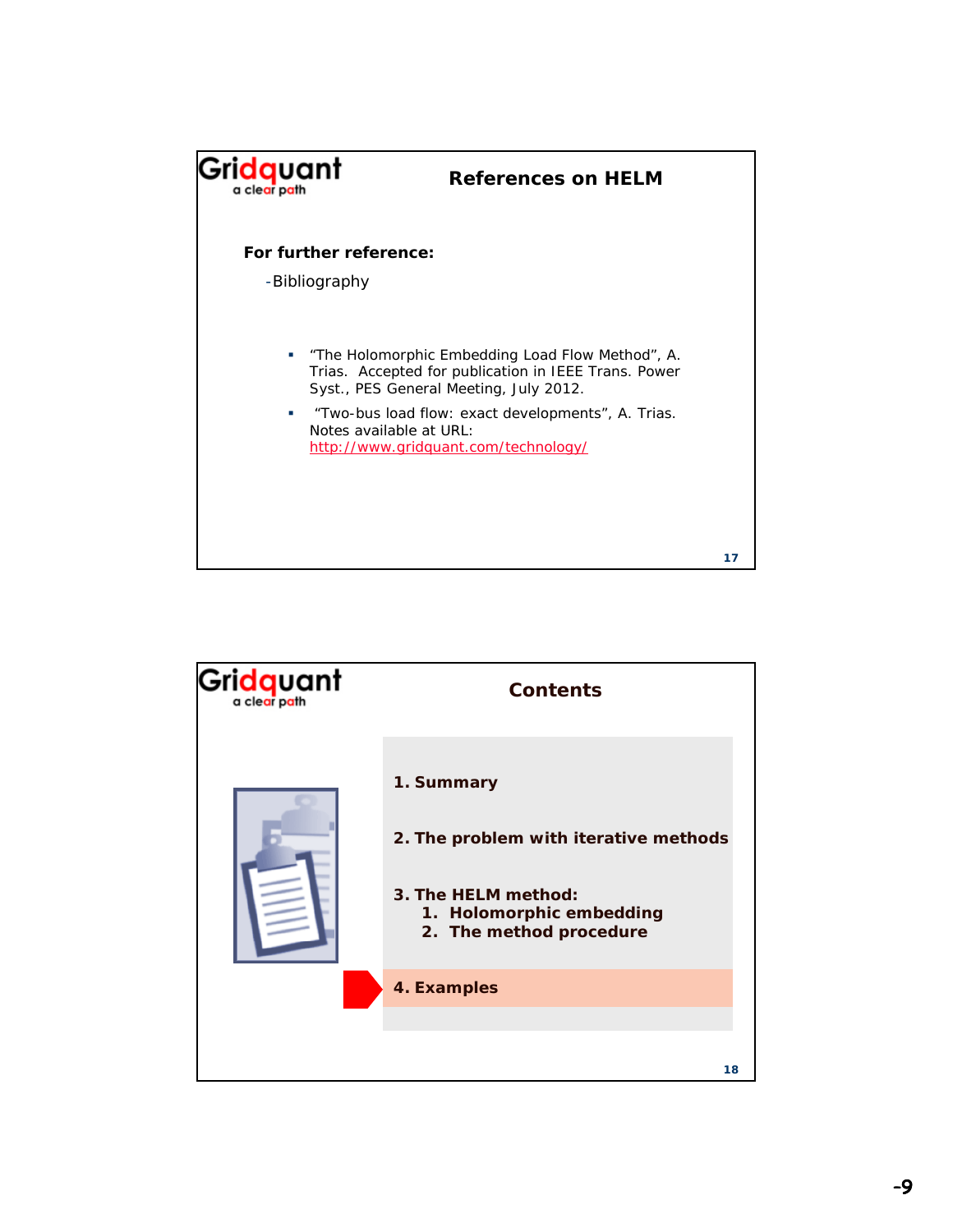## References on HELM

**For further reference:**

- Bibliography

  - "The Holomorphic Embedding Load Flow Method", A. Trias. Accepted for publication in IEEE Trans. Power Syst., PES General Meeting, July 2012.
  - "Two-bus load flow: exact developments", A. Trias. Notes available at URL: http://www.gridquant.com/technology/

## Contents

1. **Summary**
2. **The problem with iterative methods**
3. **The HELM method:**
   1. **Holomorphic embedding**
   2. **The method procedure**
4. **Examples**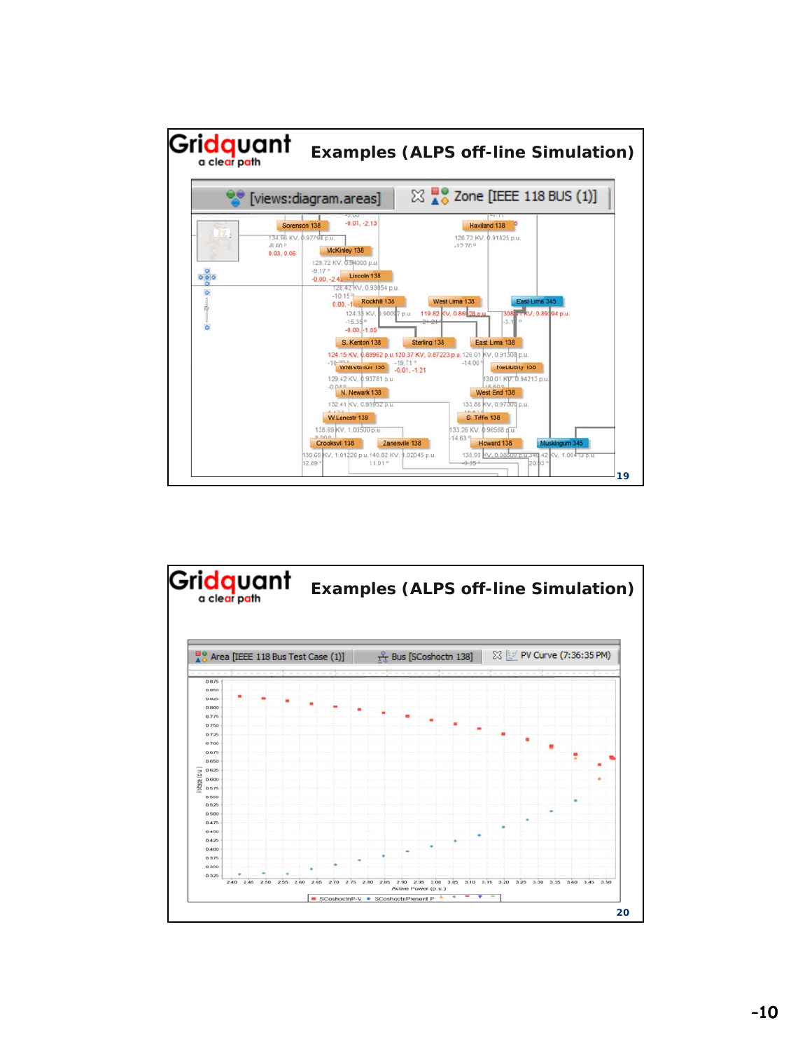## Examples (ALPS off-line Simulation)

[views:diagram.areas] | Zone [IEEE 118 BUS (1)]

Sorenson 138 — 134.96 KV, 0.97794 p.u. — -6.60° — 0.03, 0.06

McKinley 138 — 129.72 KV, 0.94000 p.u. — -9.17° — -0.00, -2.4

Lincoln 138 — 128.42 KV, 0.93054 p.u. — -10.15°

Rockhill 138 — 124.33 KV, 0.90097 p.u. — -15.35° — -0.00, -1.85

West Lima 138 — 119.82 KV, 0.86828 p.u.

East Lima 345 — 308 KV, 0.89394 p.u.

Haviland 138 — 126.72 KV, 0.91825 p.u. — -12.70°

S. Kenton 138 — 124.15 KV, 0.89962 p.u.

Sterling 138 — 120.37 KV, 0.87223 p.u. — -19.71° — -0.01, -1.21

East Lima 138 — 126.01 KV, 0.91308 p.u. — -14.00°

WMtVernon 138 — 129.42 KV, 0.93781 p.u.

NwLiberty 138 — 130.01 KV, 0.94213 p.u.

N. Newark 138 — 132.41 KV, 0.95952 p.u.

West End 138 — 133.86 KV, 0.97000 p.u.

W.Lancstr 138 — 138.69 KV, 1.00500 p.u.

S. Tiffin 138 — 133.26 KV, 0.96568 p.u. — -14.63°

Crooksvil 138 — 139.69 KV, 1.01226 p.u. — 12.89°

Zanesvile 138 — 140.82 KV, 1.02045 p.u. — 11.01°

Howard 138 — 135.93 KV, 0.98500 p.u. — -9.35°

Muskingum 345 — 346.42 KV, 1.00413 p.u. — 20.93°

## Examples (ALPS off-line Simulation)

Area [IEEE 118 Bus Test Case (1)] | Bus [SCoshoctn 138] | PV Curve (7:36:35 PM)

Voltage (p.u.) vs. Active Power (p.u.)

Legend: SCoshoctnP-V, SCoshoctnPresent P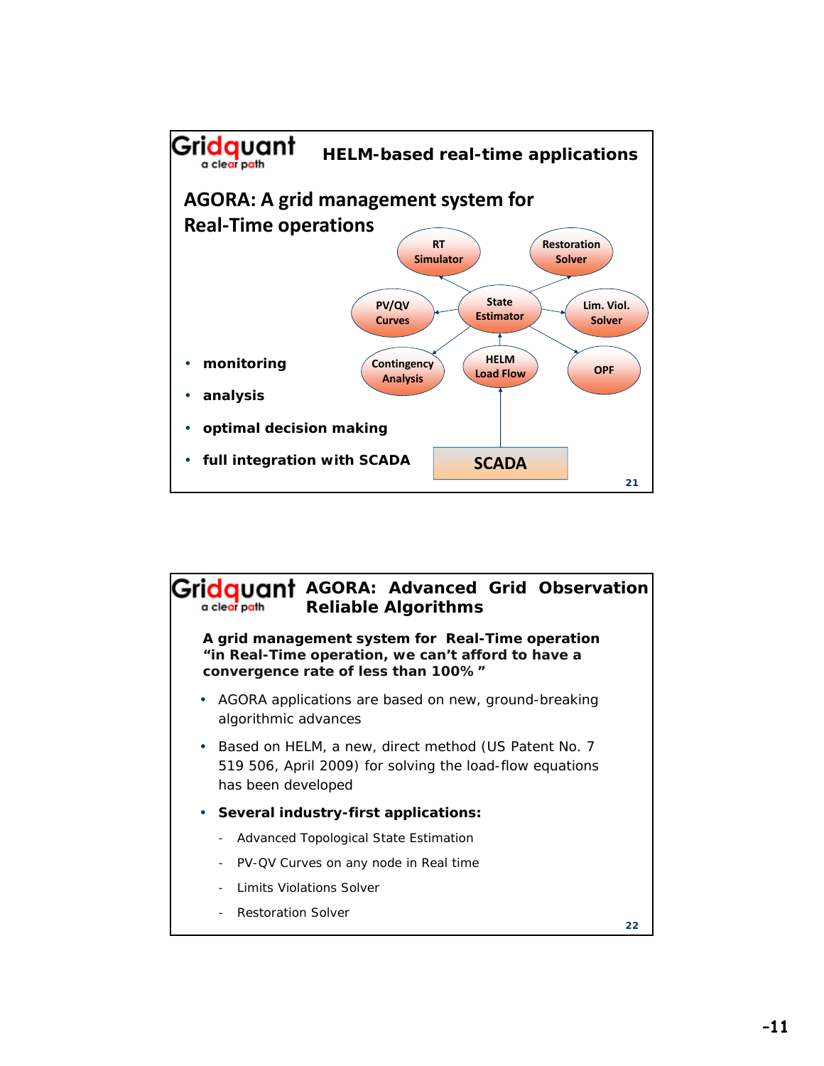## HELM-based real-time applications

### AGORA: A grid management system for Real-Time operations

- **monitoring**
- **analysis**
- **optimal decision making**
- **full integration with SCADA**

RT Simulator — Restoration Solver — PV/QV Curves — State Estimator — Lim. Viol. Solver — Contingency Analysis — HELM Load Flow — OPF — SCADA

## AGORA: Advanced Grid Observation Reliable Algorithms

**A grid management system for Real-Time operation "in Real-Time operation, we can't afford to have a convergence rate of less than 100% "**

- AGORA applications are based on new, ground-breaking algorithmic advances
- Based on HELM, a new, direct method (US Patent No. 7 519 506, April 2009) for solving the load-flow equations has been developed
- **Several industry-first applications:**
  - Advanced Topological State Estimation
  - PV-QV Curves on any node in Real time
  - Limits Violations Solver
  - Restoration Solver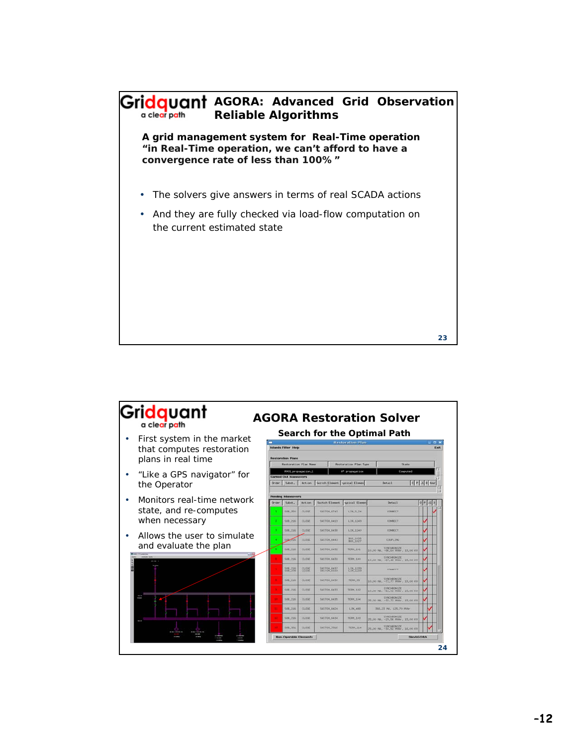## AGORA: Advanced Grid Observation Reliable Algorithms

**A grid management system for Real-Time operation "in Real-Time operation, we can't afford to have a convergence rate of less than 100% "**

- The solvers give answers in terms of real SCADA actions
- And they are fully checked via load-flow computation on the current estimated state

## AGORA Restoration Solver

**Search for the Optimal Path**

- First system in the market that computes restoration plans in real time
- "Like a GPS navigator" for the Operator
- Monitors real-time network state, and re-computes when necessary
- Allows the user to simulate and evaluate the plan